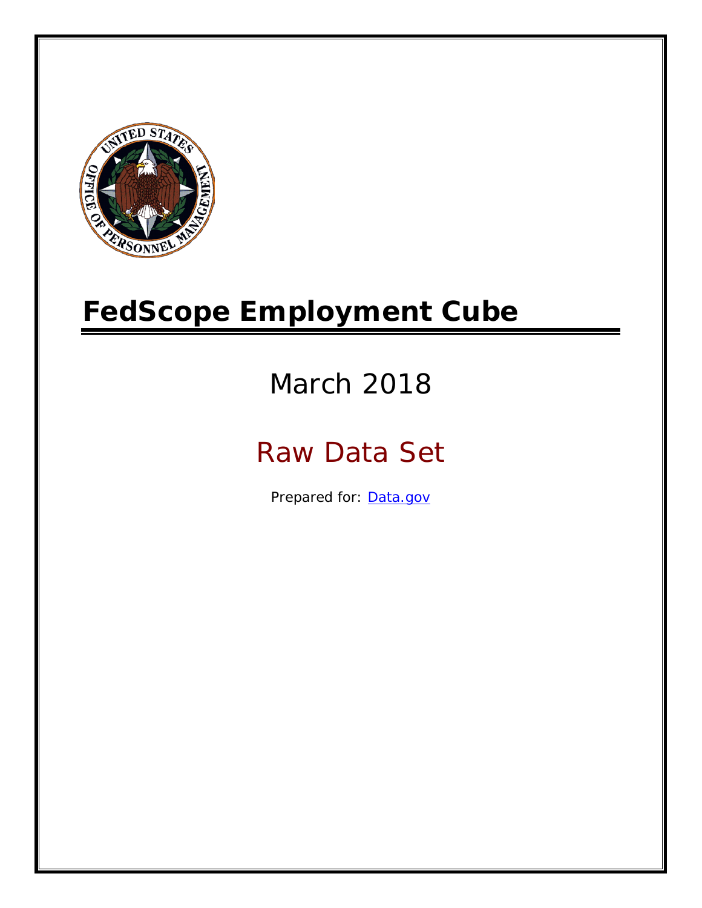# FedScope Employment Cube

## March 2018

## Raw Data Set

Prepared for: [Data.gov](Data.gov)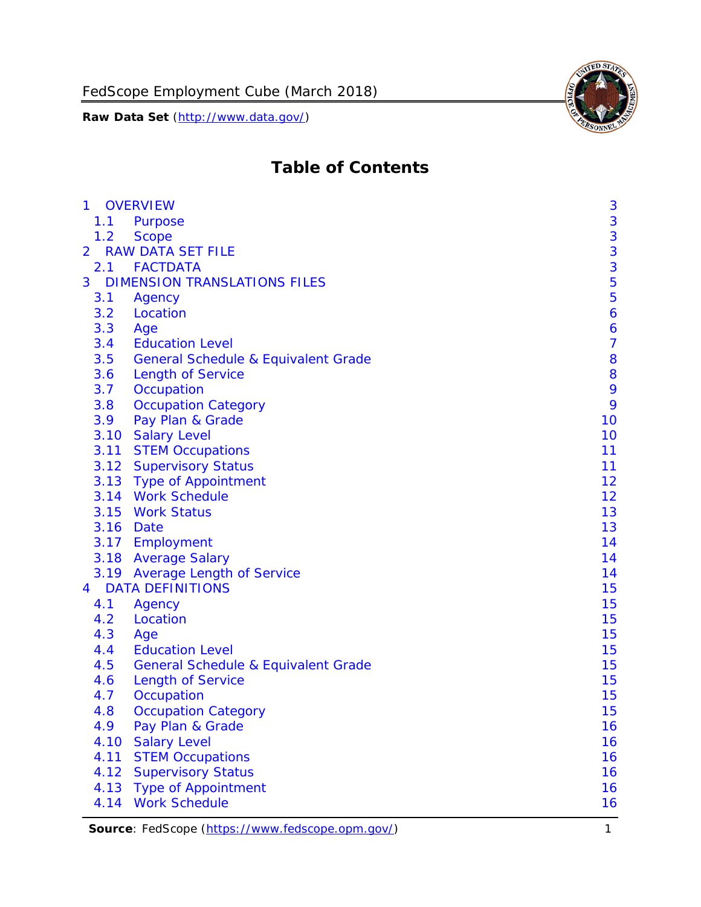# Table of Contents

- 1 OVERVIEW ..... 3
  - 1.1 Purpose ..... 3
  - 1.2 Scope ..... 3
- 2 RAW DATA SET FILE ..... 3
  - 2.1 FACTDATA ..... 3
- 3 DIMENSION TRANSLATIONS FILES ..... 5
  - 3.1 Agency ..... 5
  - 3.2 Location ..... 6
  - 3.3 Age ..... 6
  - 3.4 Education Level ..... 7
  - 3.5 General Schedule & Equivalent Grade ..... 8
  - 3.6 Length of Service ..... 8
  - 3.7 Occupation ..... 9
  - 3.8 Occupation Category ..... 9
  - 3.9 Pay Plan & Grade ..... 10
  - 3.10 Salary Level ..... 10
  - 3.11 STEM Occupations ..... 11
  - 3.12 Supervisory Status ..... 11
  - 3.13 Type of Appointment ..... 12
  - 3.14 Work Schedule ..... 12
  - 3.15 Work Status ..... 13
  - 3.16 Date ..... 13
  - 3.17 Employment ..... 14
  - 3.18 Average Salary ..... 14
  - 3.19 Average Length of Service ..... 14
- 4 DATA DEFINITIONS ..... 15
  - 4.1 Agency ..... 15
  - 4.2 Location ..... 15
  - 4.3 Age ..... 15
  - 4.4 Education Level ..... 15
  - 4.5 General Schedule & Equivalent Grade ..... 15
  - 4.6 Length of Service ..... 15
  - 4.7 Occupation ..... 15
  - 4.8 Occupation Category ..... 15
  - 4.9 Pay Plan & Grade ..... 16
  - 4.10 Salary Level ..... 16
  - 4.11 STEM Occupations ..... 16
  - 4.12 Supervisory Status ..... 16
  - 4.13 Type of Appointment ..... 16
  - 4.14 Work Schedule ..... 16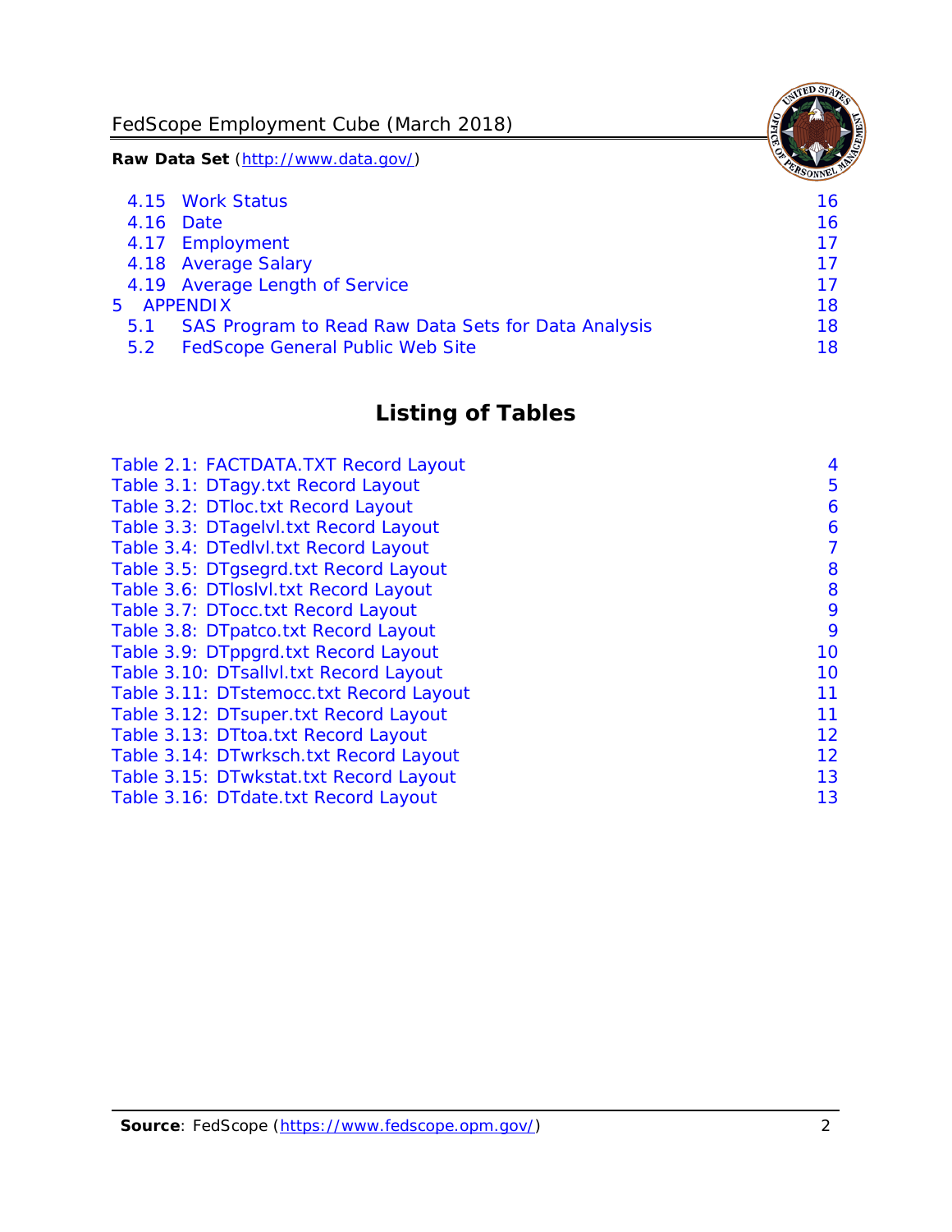4.15 Work Status 16
4.16 Date 16
4.17 Employment 17
4.18 Average Salary 17
4.19 Average Length of Service 17
5 APPENDIX 18
5.1 SAS Program to Read Raw Data Sets for Data Analysis 18
5.2 FedScope General Public Web Site 18

## Listing of Tables

Table 2.1: FACTDATA.TXT Record Layout 4
Table 3.1: DTagy.txt Record Layout 5
Table 3.2: DTloc.txt Record Layout 6
Table 3.3: DTagelvl.txt Record Layout 6
Table 3.4: DTedlvl.txt Record Layout 7
Table 3.5: DTgsegrd.txt Record Layout 8
Table 3.6: DTloslvl.txt Record Layout 8
Table 3.7: DTocc.txt Record Layout 9
Table 3.8: DTpatco.txt Record Layout 9
Table 3.9: DTppgrd.txt Record Layout 10
Table 3.10: DTsallvl.txt Record Layout 10
Table 3.11: DTstemocc.txt Record Layout 11
Table 3.12: DTsuper.txt Record Layout 11
Table 3.13: DTtoa.txt Record Layout 12
Table 3.14: DTwrksch.txt Record Layout 12
Table 3.15: DTwkstat.txt Record Layout 13
Table 3.16: DTdate.txt Record Layout 13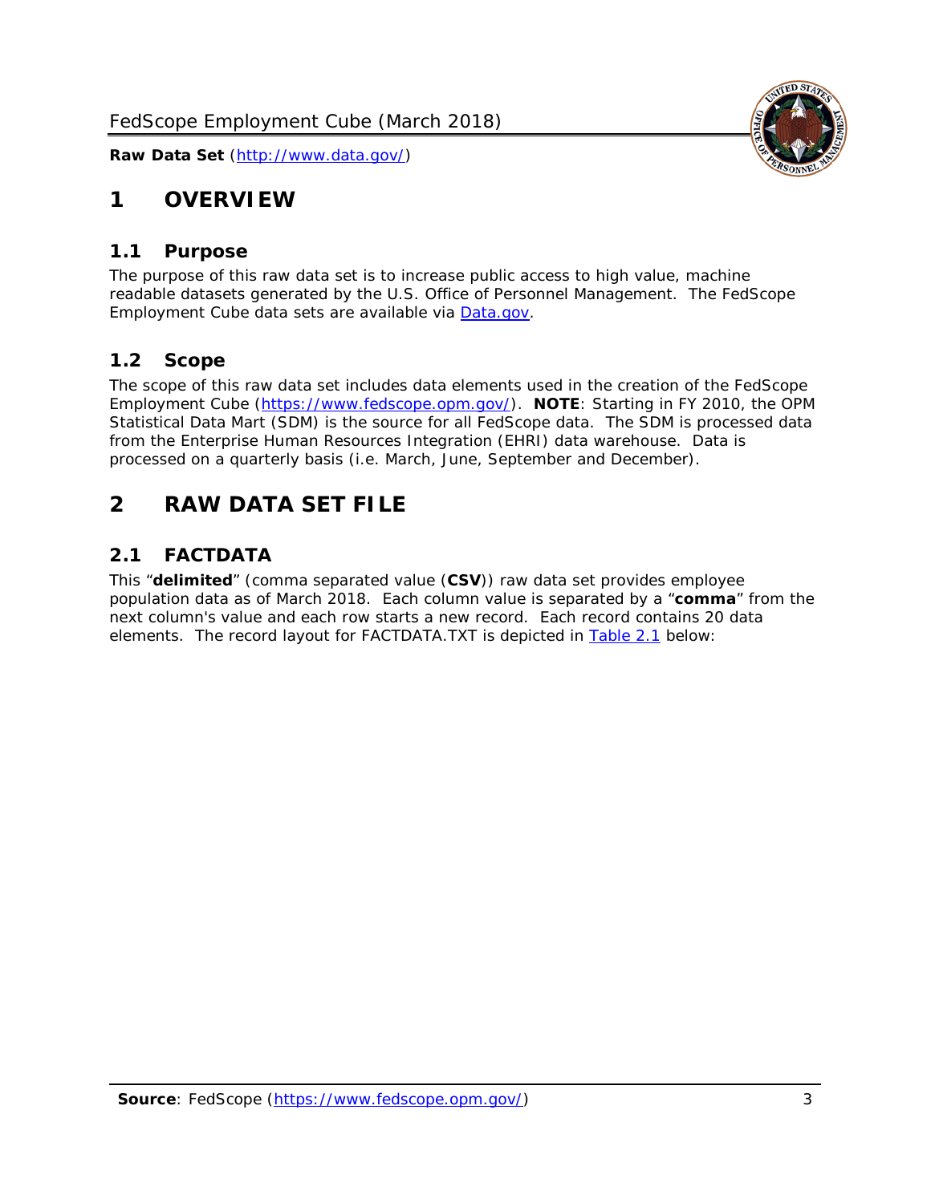# 1 OVERVIEW

## 1.1 Purpose

The purpose of this raw data set is to increase public access to high value, machine readable datasets generated by the U.S. Office of Personnel Management. The FedScope Employment Cube data sets are available via [Data.gov](http://www.data.gov/).

## 1.2 Scope

The scope of this raw data set includes data elements used in the creation of the FedScope Employment Cube ([https://www.fedscope.opm.gov/](https://www.fedscope.opm.gov/)). **NOTE**: Starting in FY 2010, the OPM Statistical Data Mart (SDM) is the source for all FedScope data. The SDM is processed data from the Enterprise Human Resources Integration (EHRI) data warehouse. Data is processed on a quarterly basis (i.e. March, June, September and December).

# 2 RAW DATA SET FILE

## 2.1 FACTDATA

This "**delimited**" (comma separated value (**CSV**)) raw data set provides employee population data as of March 2018. Each column value is separated by a "**comma**" from the next column's value and each row starts a new record. Each record contains 20 data elements. The record layout for FACTDATA.TXT is depicted in Table 2.1 below: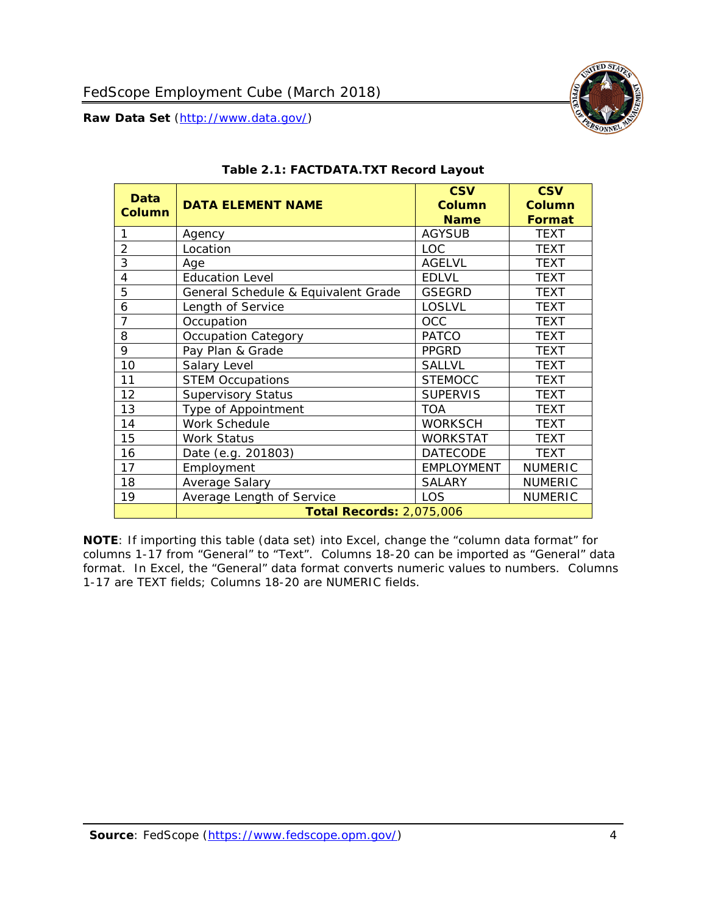### Table 2.1: FACTDATA.TXT Record Layout

| Data Column | DATA ELEMENT NAME | CSV Column Name | CSV Column Format |
|---|---|---|---|
| 1 | Agency | AGYSUB | TEXT |
| 2 | Location | LOC | TEXT |
| 3 | Age | AGELVL | TEXT |
| 4 | Education Level | EDLVL | TEXT |
| 5 | General Schedule & Equivalent Grade | GSEGRD | TEXT |
| 6 | Length of Service | LOSLVL | TEXT |
| 7 | Occupation | OCC | TEXT |
| 8 | Occupation Category | PATCO | TEXT |
| 9 | Pay Plan & Grade | PPGRD | TEXT |
| 10 | Salary Level | SALLVL | TEXT |
| 11 | STEM Occupations | STEMOCC | TEXT |
| 12 | Supervisory Status | SUPERVIS | TEXT |
| 13 | Type of Appointment | TOA | TEXT |
| 14 | Work Schedule | WORKSCH | TEXT |
| 15 | Work Status | WORKSTAT | TEXT |
| 16 | Date (e.g. 201803) | DATECODE | TEXT |
| 17 | Employment | EMPLOYMENT | NUMERIC |
| 18 | Average Salary | SALARY | NUMERIC |
| 19 | Average Length of Service | LOS | NUMERIC |
| | **Total Records:** 2,075,006 | | |

**NOTE**: If importing this table (data set) into Excel, change the "column data format" for columns 1-17 from "General" to "Text". Columns 18-20 can be imported as "General" data format. In Excel, the "General" data format converts numeric values to numbers. Columns 1-17 are TEXT fields; Columns 18-20 are NUMERIC fields.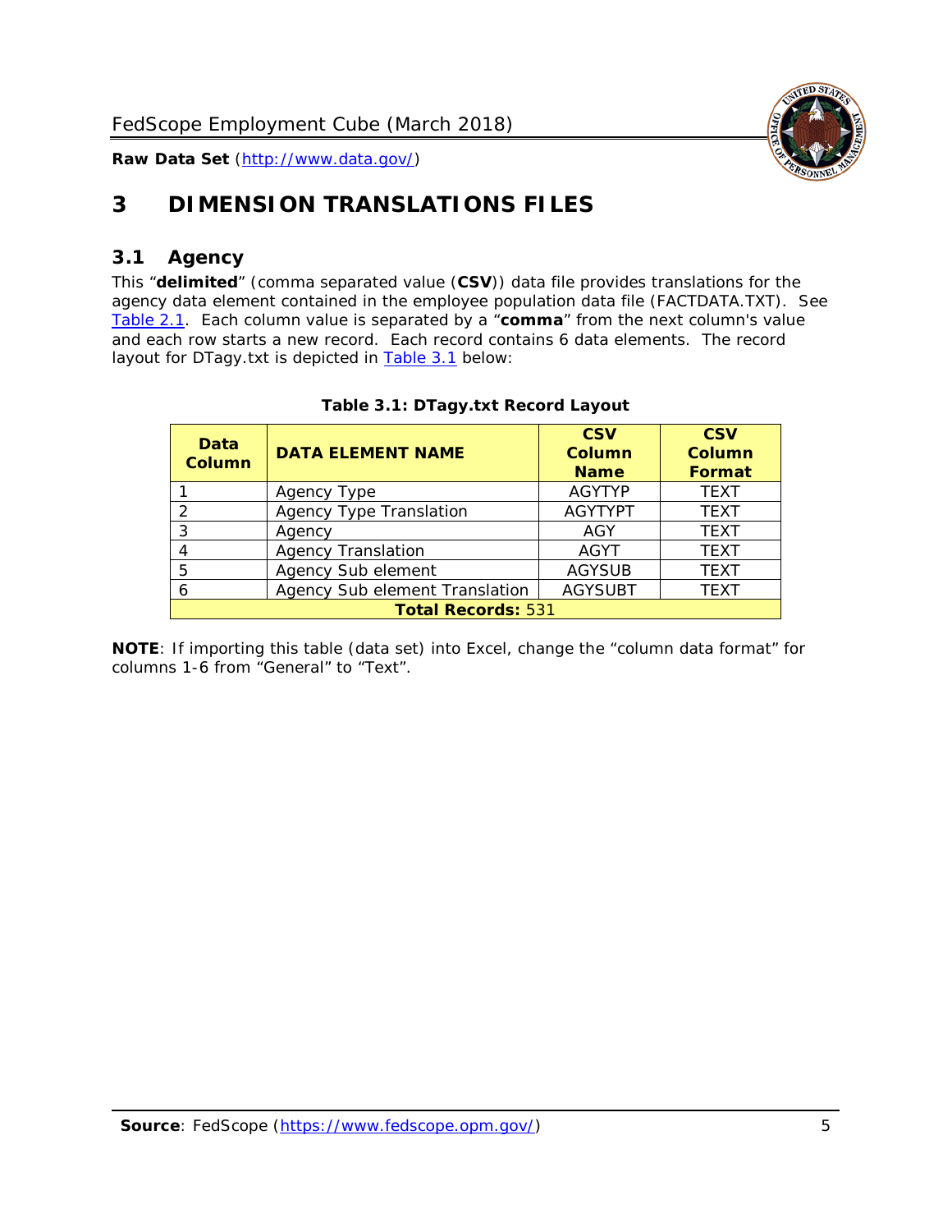# 3 DIMENSION TRANSLATIONS FILES

## 3.1 Agency

This "**delimited**" (comma separated value (**CSV**)) data file provides translations for the agency data element contained in the employee population data file (FACTDATA.TXT). See Table 2.1. Each column value is separated by a "**comma**" from the next column's value and each row starts a new record. Each record contains 6 data elements. The record layout for DTagy.txt is depicted in Table 3.1 below:

**Table 3.1: DTagy.txt Record Layout**

| Data Column | DATA ELEMENT NAME | CSV Column Name | CSV Column Format |
|---|---|---|---|
| 1 | Agency Type | AGYTYP | TEXT |
| 2 | Agency Type Translation | AGYTYPT | TEXT |
| 3 | Agency | AGY | TEXT |
| 4 | Agency Translation | AGYT | TEXT |
| 5 | Agency Sub element | AGYSUB | TEXT |
| 6 | Agency Sub element Translation | AGYSUBT | TEXT |
| **Total Records:** 531 | | | |

**NOTE**: If importing this table (data set) into Excel, change the "column data format" for columns 1-6 from "General" to "Text".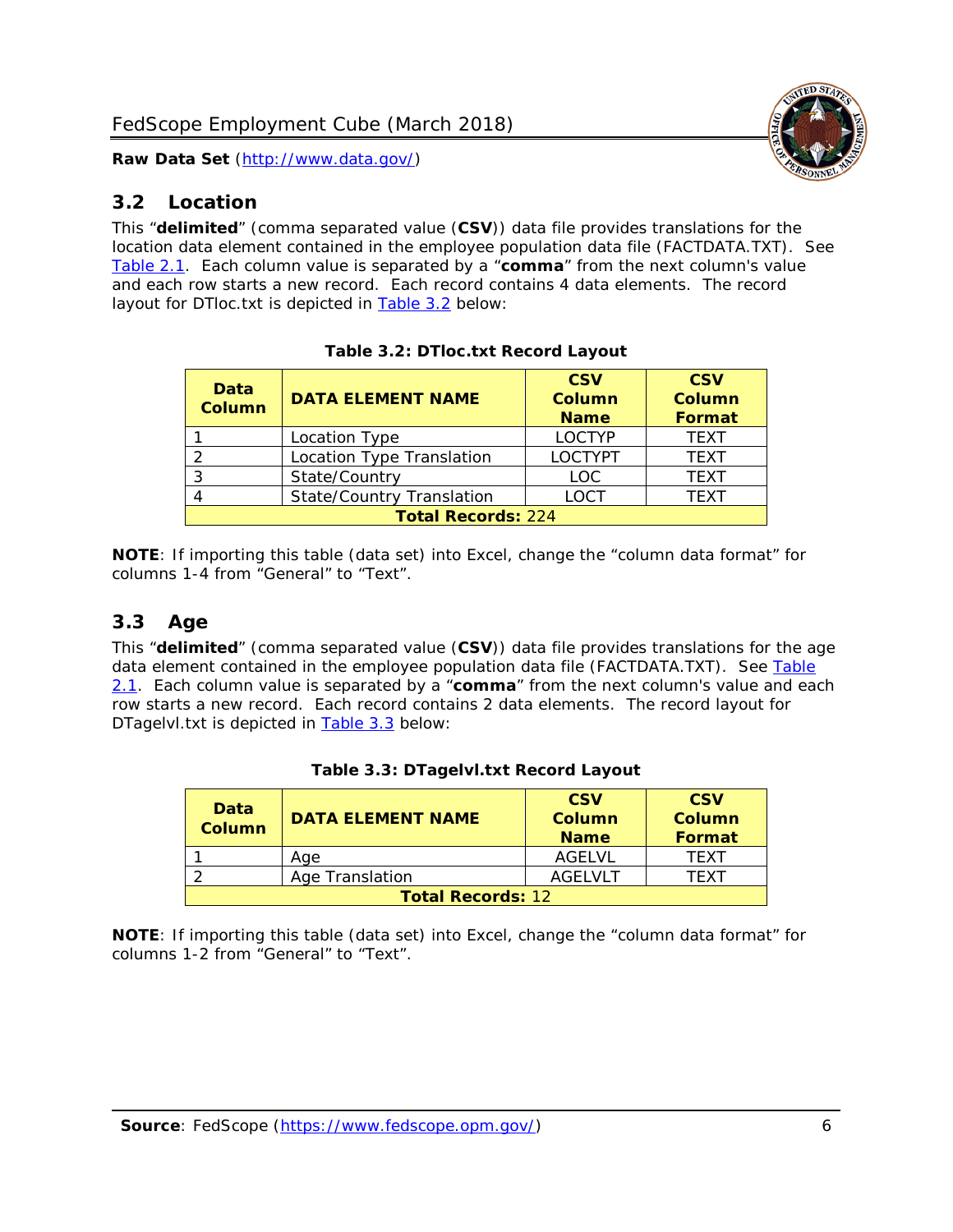## 3.2 Location

This "**delimited**" (comma separated value (**CSV**)) data file provides translations for the location data element contained in the employee population data file (FACTDATA.TXT). See Table 2.1. Each column value is separated by a "**comma**" from the next column's value and each row starts a new record. Each record contains 4 data elements. The record layout for DTloc.txt is depicted in Table 3.2 below:

**Table 3.2: DTloc.txt Record Layout**

| Data Column | DATA ELEMENT NAME | CSV Column Name | CSV Column Format |
|---|---|---|---|
| 1 | Location Type | LOCTYP | TEXT |
| 2 | Location Type Translation | LOCTYPT | TEXT |
| 3 | State/Country | LOC | TEXT |
| 4 | State/Country Translation | LOCT | TEXT |
| **Total Records:** 224 | | | |

**NOTE**: If importing this table (data set) into Excel, change the "column data format" for columns 1-4 from "General" to "Text".

## 3.3 Age

This "**delimited**" (comma separated value (**CSV**)) data file provides translations for the age data element contained in the employee population data file (FACTDATA.TXT). See Table 2.1. Each column value is separated by a "**comma**" from the next column's value and each row starts a new record. Each record contains 2 data elements. The record layout for DTagelvl.txt is depicted in Table 3.3 below:

**Table 3.3: DTagelvl.txt Record Layout**

| Data Column | DATA ELEMENT NAME | CSV Column Name | CSV Column Format |
|---|---|---|---|
| 1 | Age | AGELVL | TEXT |
| 2 | Age Translation | AGELVLT | TEXT |
| **Total Records:** 12 | | | |

**NOTE**: If importing this table (data set) into Excel, change the "column data format" for columns 1-2 from "General" to "Text".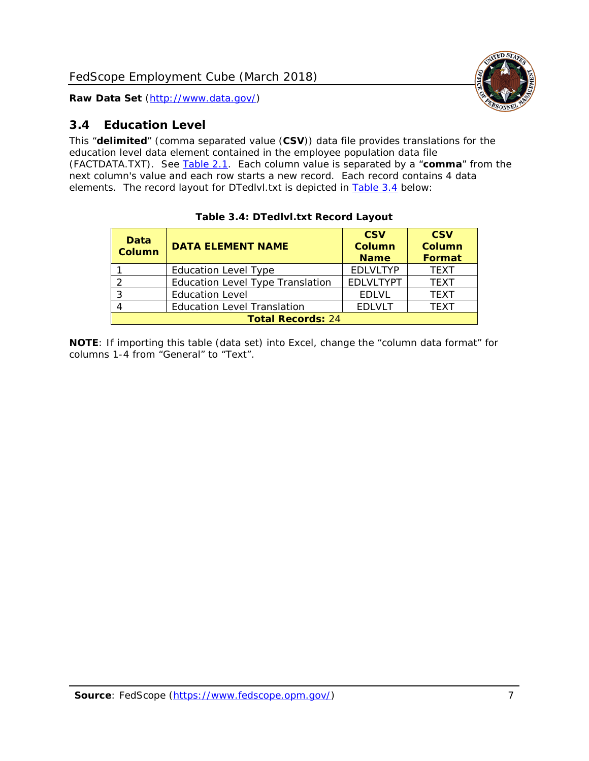## 3.4 Education Level

This "**delimited**" (comma separated value (**CSV**)) data file provides translations for the education level data element contained in the employee population data file (FACTDATA.TXT). See Table 2.1. Each column value is separated by a "**comma**" from the next column's value and each row starts a new record. Each record contains 4 data elements. The record layout for DTedlvl.txt is depicted in Table 3.4 below:

**Table 3.4: DTedlvl.txt Record Layout**

| Data Column | DATA ELEMENT NAME | CSV Column Name | CSV Column Format |
|---|---|---|---|
| 1 | Education Level Type | EDLVLTYP | TEXT |
| 2 | Education Level Type Translation | EDLVLTYPT | TEXT |
| 3 | Education Level | EDLVL | TEXT |
| 4 | Education Level Translation | EDLVLT | TEXT |
| **Total Records:** 24 | | | |

**NOTE**: If importing this table (data set) into Excel, change the "column data format" for columns 1-4 from "General" to "Text".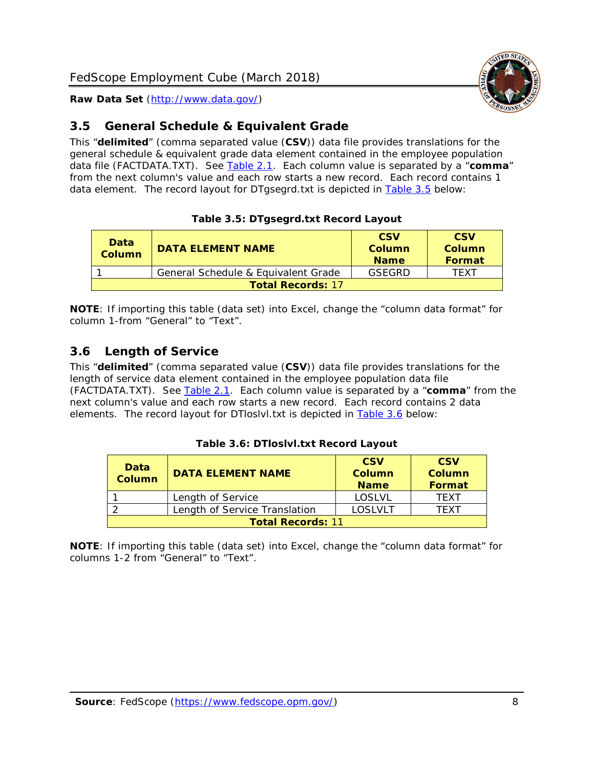## 3.5 General Schedule & Equivalent Grade

This "**delimited**" (comma separated value (**CSV**)) data file provides translations for the general schedule & equivalent grade data element contained in the employee population data file (FACTDATA.TXT). See Table 2.1. Each column value is separated by a "**comma**" from the next column's value and each row starts a new record. Each record contains 1 data element. The record layout for DTgsegrd.txt is depicted in Table 3.5 below:

**Table 3.5: DTgsegrd.txt Record Layout**

| Data Column | DATA ELEMENT NAME | CSV Column Name | CSV Column Format |
|---|---|---|---|
| 1 | General Schedule & Equivalent Grade | GSEGRD | TEXT |
| **Total Records:** 17 | | | |

**NOTE**: If importing this table (data set) into Excel, change the "column data format" for column 1-from "General" to "Text".

## 3.6 Length of Service

This "**delimited**" (comma separated value (**CSV**)) data file provides translations for the length of service data element contained in the employee population data file (FACTDATA.TXT). See Table 2.1. Each column value is separated by a "**comma**" from the next column's value and each row starts a new record. Each record contains 2 data elements. The record layout for DTloslvl.txt is depicted in Table 3.6 below:

**Table 3.6: DTloslvl.txt Record Layout**

| Data Column | DATA ELEMENT NAME | CSV Column Name | CSV Column Format |
|---|---|---|---|
| 1 | Length of Service | LOSLVL | TEXT |
| 2 | Length of Service Translation | LOSLVLT | TEXT |
| **Total Records:** 11 | | | |

**NOTE**: If importing this table (data set) into Excel, change the "column data format" for columns 1-2 from "General" to "Text".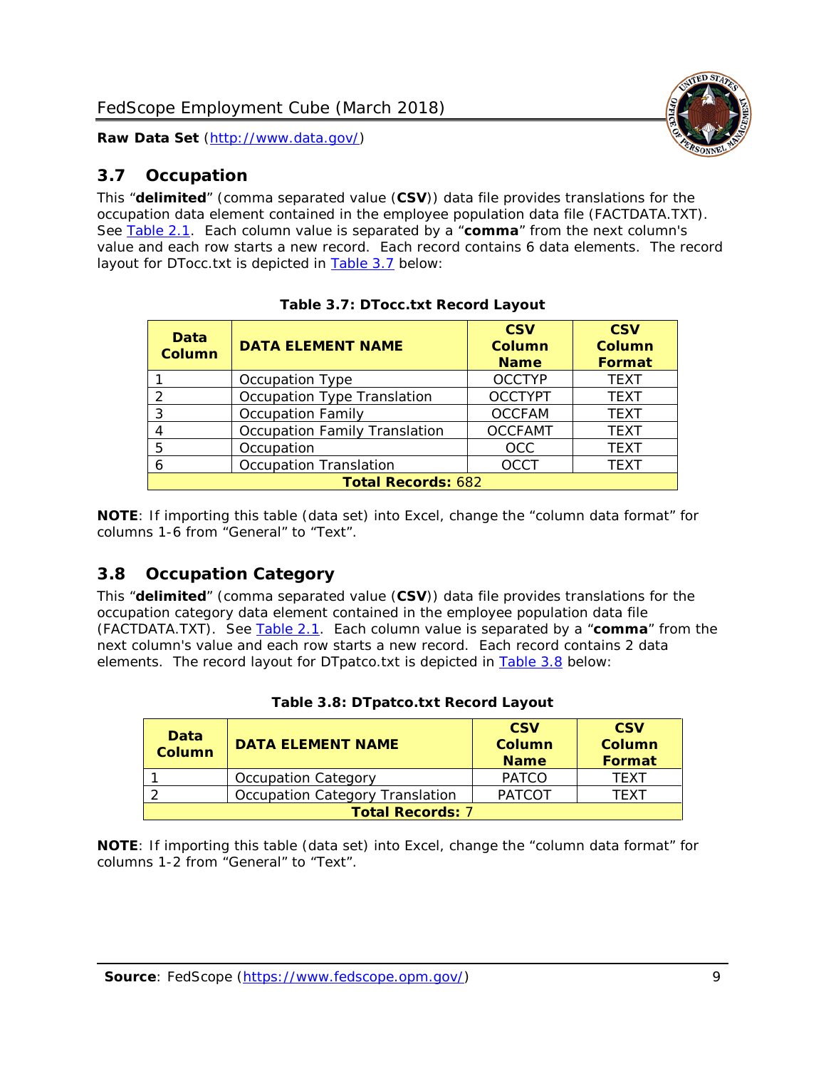## 3.7 Occupation

This "**delimited**" (comma separated value (**CSV**)) data file provides translations for the occupation data element contained in the employee population data file (FACTDATA.TXT). See Table 2.1. Each column value is separated by a "**comma**" from the next column's value and each row starts a new record. Each record contains 6 data elements. The record layout for DTocc.txt is depicted in Table 3.7 below:

**Table 3.7: DTocc.txt Record Layout**

| Data Column | DATA ELEMENT NAME | CSV Column Name | CSV Column Format |
|---|---|---|---|
| 1 | Occupation Type | OCCTYP | TEXT |
| 2 | Occupation Type Translation | OCCTYPT | TEXT |
| 3 | Occupation Family | OCCFAM | TEXT |
| 4 | Occupation Family Translation | OCCFAMT | TEXT |
| 5 | Occupation | OCC | TEXT |
| 6 | Occupation Translation | OCCT | TEXT |
| **Total Records:** 682 | | | |

**NOTE**: If importing this table (data set) into Excel, change the "column data format" for columns 1-6 from "General" to "Text".

## 3.8 Occupation Category

This "**delimited**" (comma separated value (**CSV**)) data file provides translations for the occupation category data element contained in the employee population data file (FACTDATA.TXT). See Table 2.1. Each column value is separated by a "**comma**" from the next column's value and each row starts a new record. Each record contains 2 data elements. The record layout for DTpatco.txt is depicted in Table 3.8 below:

**Table 3.8: DTpatco.txt Record Layout**

| Data Column | DATA ELEMENT NAME | CSV Column Name | CSV Column Format |
|---|---|---|---|
| 1 | Occupation Category | PATCO | TEXT |
| 2 | Occupation Category Translation | PATCOT | TEXT |
| **Total Records:** 7 | | | |

**NOTE**: If importing this table (data set) into Excel, change the "column data format" for columns 1-2 from "General" to "Text".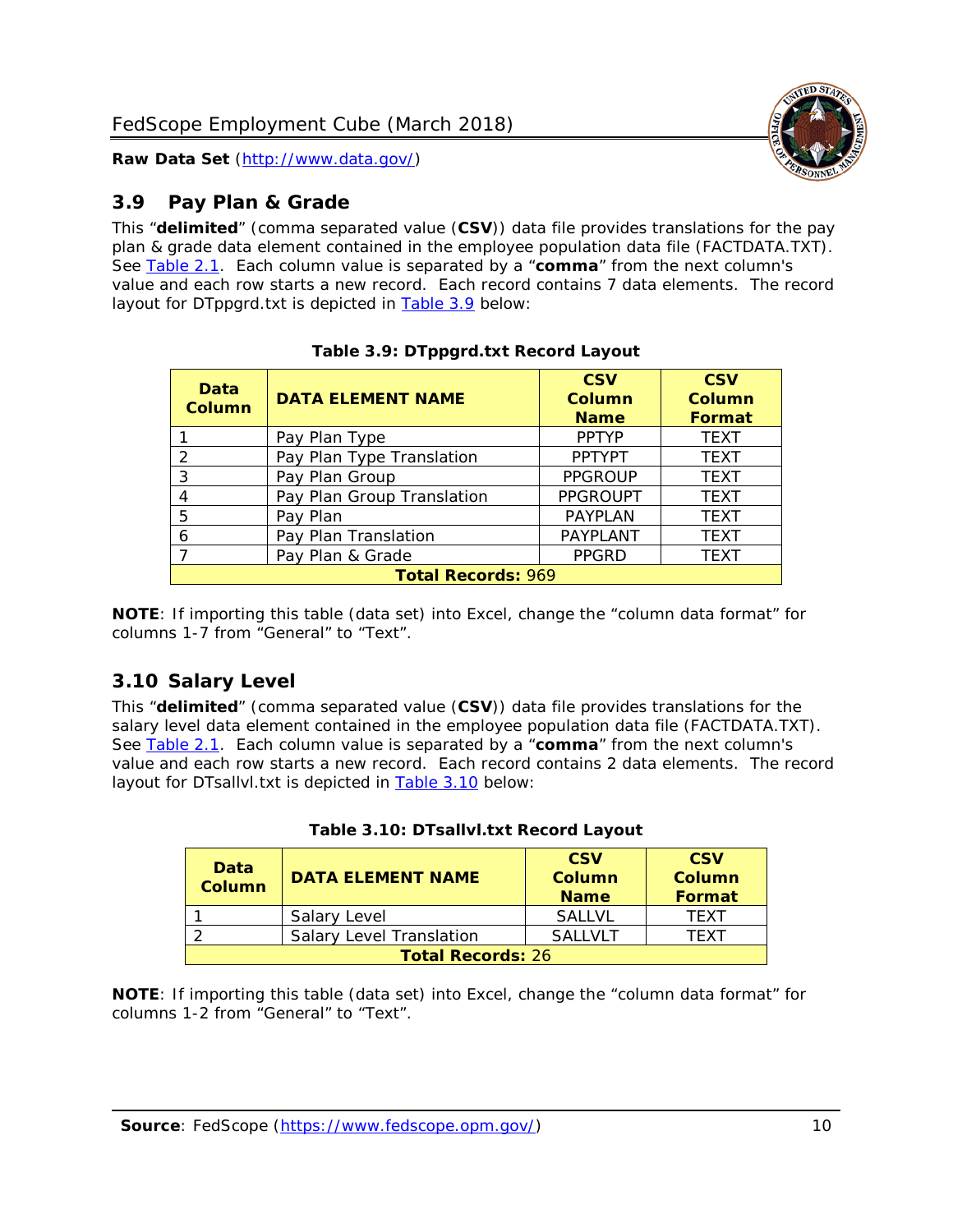## 3.9 Pay Plan & Grade

This "**delimited**" (comma separated value (**CSV**)) data file provides translations for the pay plan & grade data element contained in the employee population data file (FACTDATA.TXT). See Table 2.1. Each column value is separated by a "**comma**" from the next column's value and each row starts a new record. Each record contains 7 data elements. The record layout for DTppgrd.txt is depicted in Table 3.9 below:

**Table 3.9: DTppgrd.txt Record Layout**

| Data Column | DATA ELEMENT NAME | CSV Column Name | CSV Column Format |
|---|---|---|---|
| 1 | Pay Plan Type | PPTYP | TEXT |
| 2 | Pay Plan Type Translation | PPTYPT | TEXT |
| 3 | Pay Plan Group | PPGROUP | TEXT |
| 4 | Pay Plan Group Translation | PPGROUPT | TEXT |
| 5 | Pay Plan | PAYPLAN | TEXT |
| 6 | Pay Plan Translation | PAYPLANT | TEXT |
| 7 | Pay Plan & Grade | PPGRD | TEXT |
| **Total Records:** 969 | | | |

**NOTE**: If importing this table (data set) into Excel, change the "column data format" for columns 1-7 from "General" to "Text".

## 3.10 Salary Level

This "**delimited**" (comma separated value (**CSV**)) data file provides translations for the salary level data element contained in the employee population data file (FACTDATA.TXT). See Table 2.1. Each column value is separated by a "**comma**" from the next column's value and each row starts a new record. Each record contains 2 data elements. The record layout for DTsallvl.txt is depicted in Table 3.10 below:

**Table 3.10: DTsallvl.txt Record Layout**

| Data Column | DATA ELEMENT NAME | CSV Column Name | CSV Column Format |
|---|---|---|---|
| 1 | Salary Level | SALLVL | TEXT |
| 2 | Salary Level Translation | SALLVLT | TEXT |
| **Total Records:** 26 | | | |

**NOTE**: If importing this table (data set) into Excel, change the "column data format" for columns 1-2 from "General" to "Text".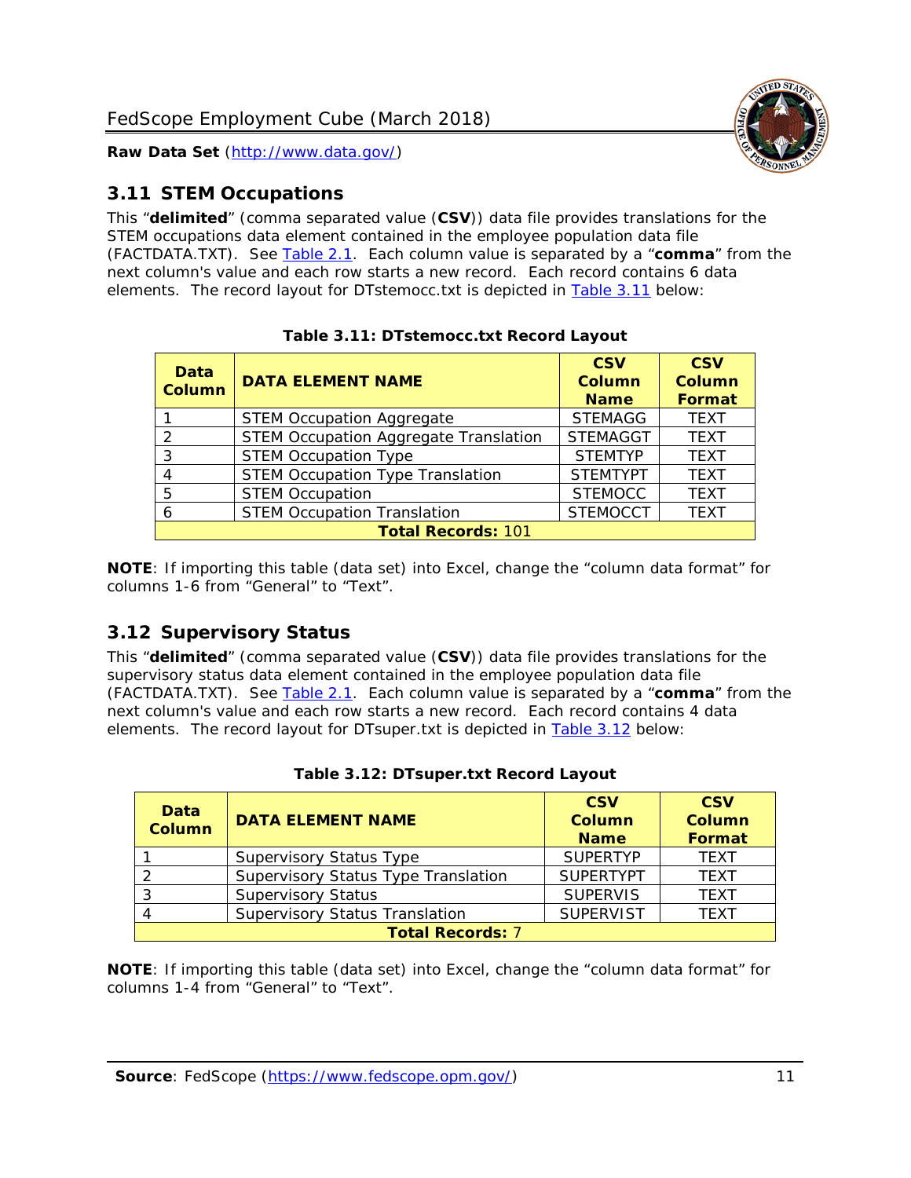## 3.11 STEM Occupations

This "**delimited**" (comma separated value (**CSV**)) data file provides translations for the STEM occupations data element contained in the employee population data file (FACTDATA.TXT). See Table 2.1. Each column value is separated by a "**comma**" from the next column's value and each row starts a new record. Each record contains 6 data elements. The record layout for DTstemocc.txt is depicted in Table 3.11 below:

**Table 3.11: DTstemocc.txt Record Layout**

| Data Column | DATA ELEMENT NAME | CSV Column Name | CSV Column Format |
|---|---|---|---|
| 1 | STEM Occupation Aggregate | STEMAGG | TEXT |
| 2 | STEM Occupation Aggregate Translation | STEMAGGT | TEXT |
| 3 | STEM Occupation Type | STEMTYP | TEXT |
| 4 | STEM Occupation Type Translation | STEMTYPT | TEXT |
| 5 | STEM Occupation | STEMOCC | TEXT |
| 6 | STEM Occupation Translation | STEMOCCT | TEXT |
| **Total Records:** 101 | | | |

**NOTE**: If importing this table (data set) into Excel, change the "column data format" for columns 1-6 from "General" to "Text".

## 3.12 Supervisory Status

This "**delimited**" (comma separated value (**CSV**)) data file provides translations for the supervisory status data element contained in the employee population data file (FACTDATA.TXT). See Table 2.1. Each column value is separated by a "**comma**" from the next column's value and each row starts a new record. Each record contains 4 data elements. The record layout for DTsuper.txt is depicted in Table 3.12 below:

**Table 3.12: DTsuper.txt Record Layout**

| Data Column | DATA ELEMENT NAME | CSV Column Name | CSV Column Format |
|---|---|---|---|
| 1 | Supervisory Status Type | SUPERTYP | TEXT |
| 2 | Supervisory Status Type Translation | SUPERTYPT | TEXT |
| 3 | Supervisory Status | SUPERVIS | TEXT |
| 4 | Supervisory Status Translation | SUPERVIST | TEXT |
| **Total Records:** 7 | | | |

**NOTE**: If importing this table (data set) into Excel, change the "column data format" for columns 1-4 from "General" to "Text".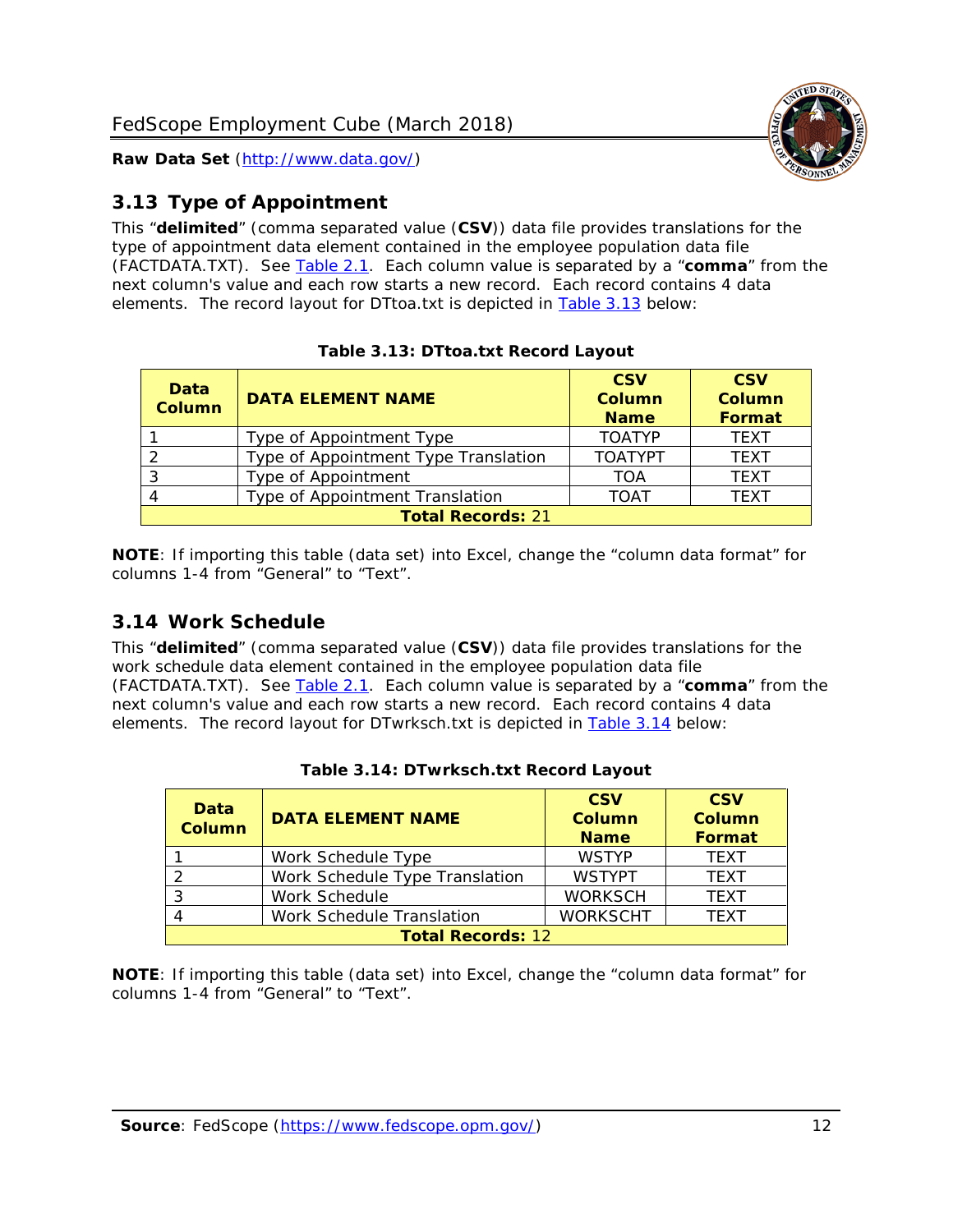## 3.13 Type of Appointment

This "**delimited**" (comma separated value (**CSV**)) data file provides translations for the type of appointment data element contained in the employee population data file (FACTDATA.TXT). See Table 2.1. Each column value is separated by a "**comma**" from the next column's value and each row starts a new record. Each record contains 4 data elements. The record layout for DTtoa.txt is depicted in Table 3.13 below:

**Table 3.13: DTtoa.txt Record Layout**

| Data Column | DATA ELEMENT NAME | CSV Column Name | CSV Column Format |
|---|---|---|---|
| 1 | Type of Appointment Type | TOATYP | TEXT |
| 2 | Type of Appointment Type Translation | TOATYPT | TEXT |
| 3 | Type of Appointment | TOA | TEXT |
| 4 | Type of Appointment Translation | TOAT | TEXT |
| **Total Records:** 21 | | | |

**NOTE**: If importing this table (data set) into Excel, change the "column data format" for columns 1-4 from "General" to "Text".

## 3.14 Work Schedule

This "**delimited**" (comma separated value (**CSV**)) data file provides translations for the work schedule data element contained in the employee population data file (FACTDATA.TXT). See Table 2.1. Each column value is separated by a "**comma**" from the next column's value and each row starts a new record. Each record contains 4 data elements. The record layout for DTwrksch.txt is depicted in Table 3.14 below:

**Table 3.14: DTwrksch.txt Record Layout**

| Data Column | DATA ELEMENT NAME | CSV Column Name | CSV Column Format |
|---|---|---|---|
| 1 | Work Schedule Type | WSTYP | TEXT |
| 2 | Work Schedule Type Translation | WSTYPT | TEXT |
| 3 | Work Schedule | WORKSCH | TEXT |
| 4 | Work Schedule Translation | WORKSCHT | TEXT |
| **Total Records:** 12 | | | |

**NOTE**: If importing this table (data set) into Excel, change the "column data format" for columns 1-4 from "General" to "Text".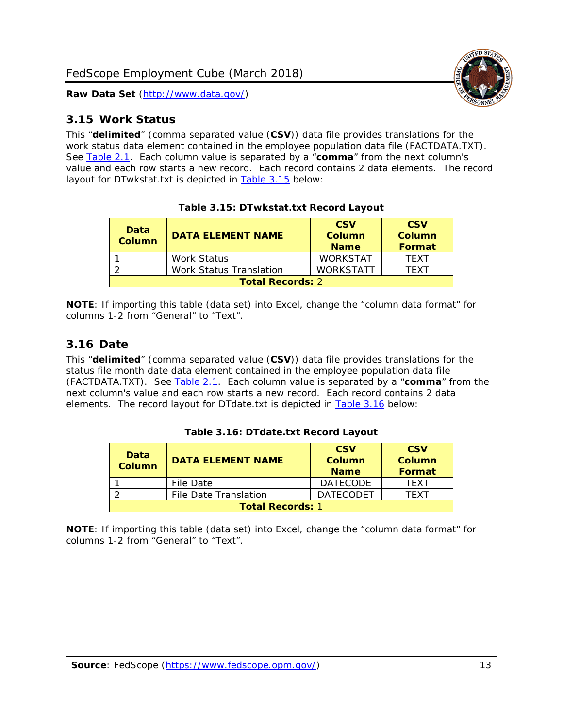## 3.15 Work Status

This "**delimited**" (comma separated value (**CSV**)) data file provides translations for the work status data element contained in the employee population data file (FACTDATA.TXT). See Table 2.1. Each column value is separated by a "**comma**" from the next column's value and each row starts a new record. Each record contains 2 data elements. The record layout for DTwkstat.txt is depicted in Table 3.15 below:

**Table 3.15: DTwkstat.txt Record Layout**

| Data Column | DATA ELEMENT NAME | CSV Column Name | CSV Column Format |
|---|---|---|---|
| 1 | Work Status | WORKSTAT | TEXT |
| 2 | Work Status Translation | WORKSTATT | TEXT |
| **Total Records:** 2 | | | |

**NOTE**: If importing this table (data set) into Excel, change the "column data format" for columns 1-2 from "General" to "Text".

## 3.16 Date

This "**delimited**" (comma separated value (**CSV**)) data file provides translations for the status file month date data element contained in the employee population data file (FACTDATA.TXT). See Table 2.1. Each column value is separated by a "**comma**" from the next column's value and each row starts a new record. Each record contains 2 data elements. The record layout for DTdate.txt is depicted in Table 3.16 below:

**Table 3.16: DTdate.txt Record Layout**

| Data Column | DATA ELEMENT NAME | CSV Column Name | CSV Column Format |
|---|---|---|---|
| 1 | File Date | DATECODE | TEXT |
| 2 | File Date Translation | DATECODET | TEXT |
| **Total Records:** 1 | | | |

**NOTE**: If importing this table (data set) into Excel, change the "column data format" for columns 1-2 from "General" to "Text".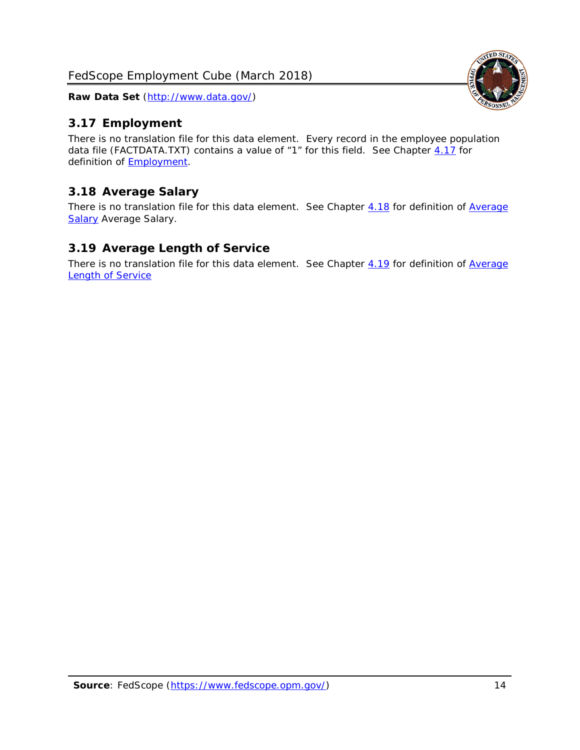## 3.17 Employment

There is no translation file for this data element. Every record in the employee population data file (FACTDATA.TXT) contains a value of "1" for this field. See Chapter 4.17 for definition of Employment.

## 3.18 Average Salary

There is no translation file for this data element. See Chapter 4.18 for definition of Average Salary Average Salary.

## 3.19 Average Length of Service

There is no translation file for this data element. See Chapter 4.19 for definition of Average Length of Service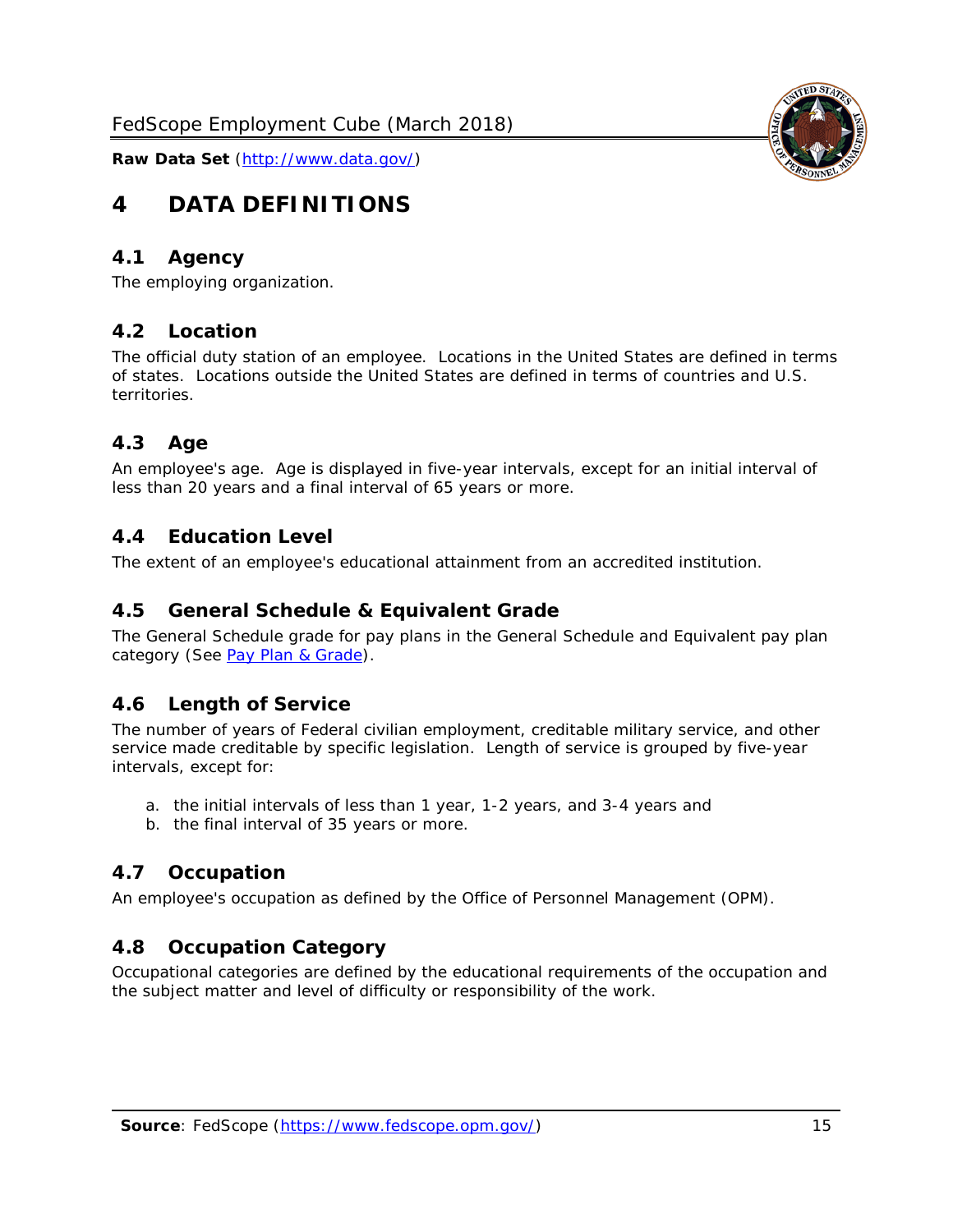# 4 DATA DEFINITIONS

## 4.1 Agency

The employing organization.

## 4.2 Location

The official duty station of an employee. Locations in the United States are defined in terms of states. Locations outside the United States are defined in terms of countries and U.S. territories.

## 4.3 Age

An employee's age. Age is displayed in five-year intervals, except for an initial interval of less than 20 years and a final interval of 65 years or more.

## 4.4 Education Level

The extent of an employee's educational attainment from an accredited institution.

## 4.5 General Schedule & Equivalent Grade

The General Schedule grade for pay plans in the General Schedule and Equivalent pay plan category (See [Pay Plan & Grade](#)).

## 4.6 Length of Service

The number of years of Federal civilian employment, creditable military service, and other service made creditable by specific legislation. Length of service is grouped by five-year intervals, except for:

a. the initial intervals of less than 1 year, 1-2 years, and 3-4 years and
b. the final interval of 35 years or more.

## 4.7 Occupation

An employee's occupation as defined by the Office of Personnel Management (OPM).

## 4.8 Occupation Category

Occupational categories are defined by the educational requirements of the occupation and the subject matter and level of difficulty or responsibility of the work.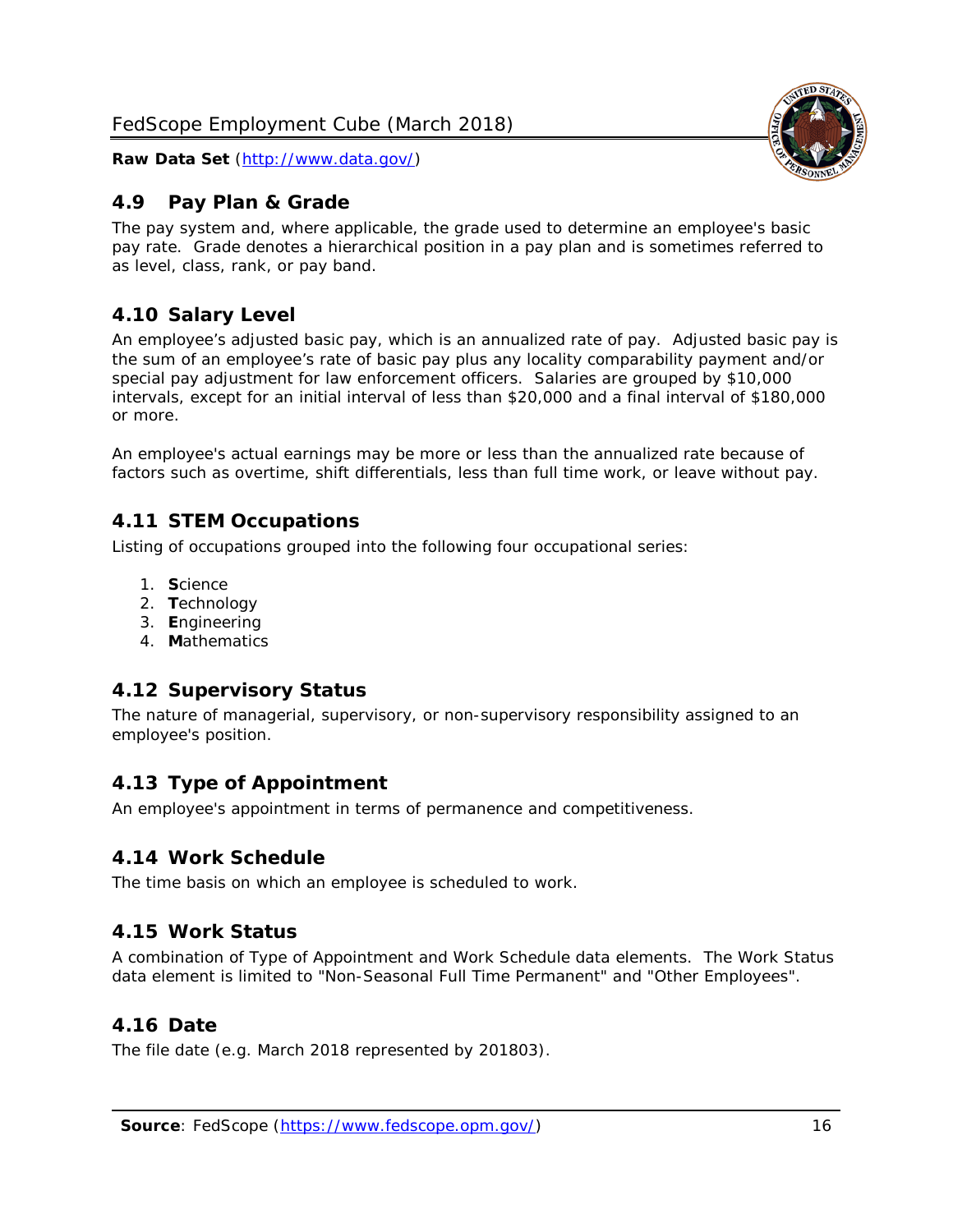## 4.9 Pay Plan & Grade

The pay system and, where applicable, the grade used to determine an employee's basic pay rate. Grade denotes a hierarchical position in a pay plan and is sometimes referred to as level, class, rank, or pay band.

## 4.10 Salary Level

An employee's adjusted basic pay, which is an annualized rate of pay. Adjusted basic pay is the sum of an employee's rate of basic pay plus any locality comparability payment and/or special pay adjustment for law enforcement officers. Salaries are grouped by $10,000 intervals, except for an initial interval of less than $20,000 and a final interval of $180,000 or more.

An employee's actual earnings may be more or less than the annualized rate because of factors such as overtime, shift differentials, less than full time work, or leave without pay.

## 4.11 STEM Occupations

Listing of occupations grouped into the following four occupational series:

1. **S**cience
2. **T**echnology
3. **E**ngineering
4. **M**athematics

## 4.12 Supervisory Status

The nature of managerial, supervisory, or non-supervisory responsibility assigned to an employee's position.

## 4.13 Type of Appointment

An employee's appointment in terms of permanence and competitiveness.

## 4.14 Work Schedule

The time basis on which an employee is scheduled to work.

## 4.15 Work Status

A combination of Type of Appointment and Work Schedule data elements. The Work Status data element is limited to "Non-Seasonal Full Time Permanent" and "Other Employees".

## 4.16 Date

The file date (e.g. March 2018 represented by 201803).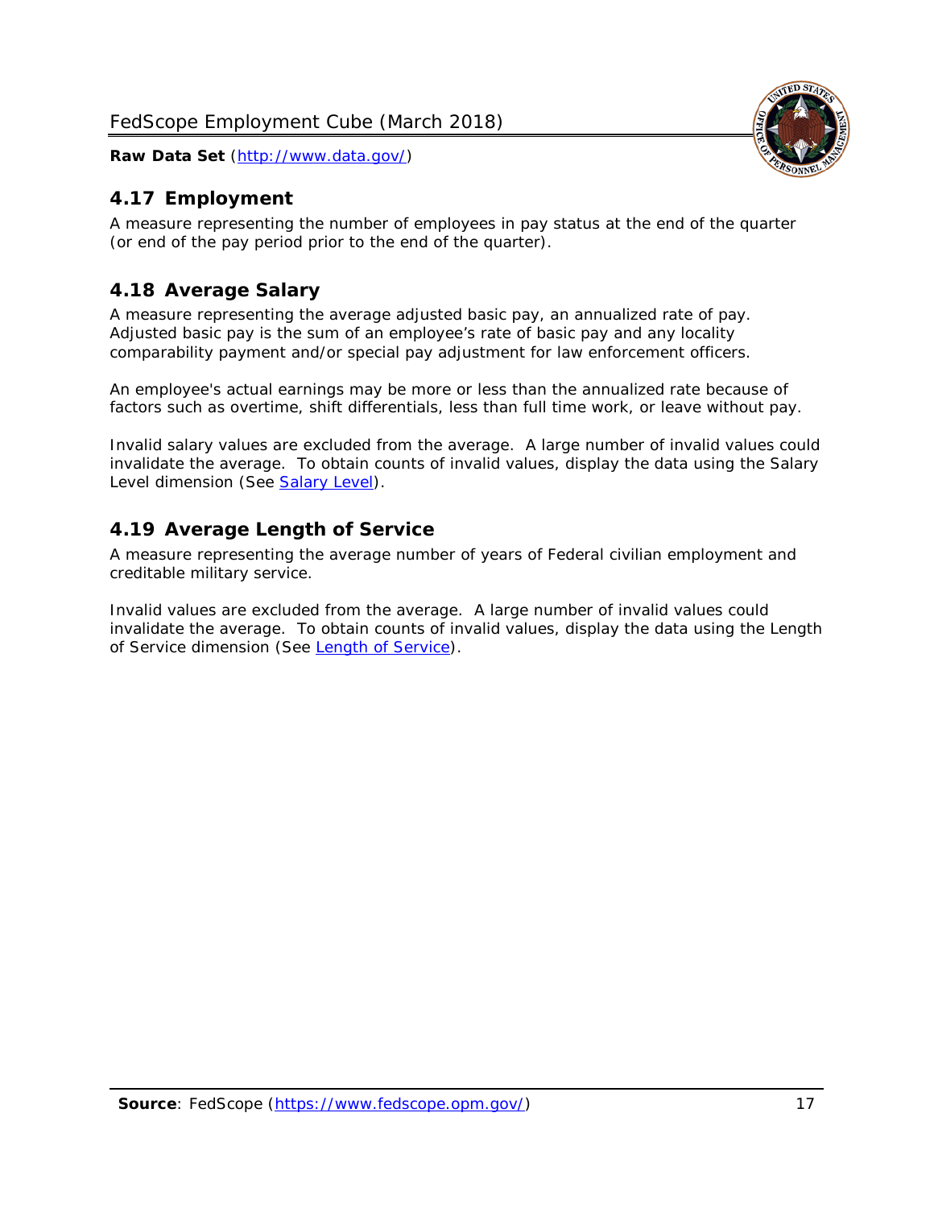## 4.17 Employment

A measure representing the number of employees in pay status at the end of the quarter (or end of the pay period prior to the end of the quarter).

## 4.18 Average Salary

A measure representing the average adjusted basic pay, an annualized rate of pay. Adjusted basic pay is the sum of an employee's rate of basic pay and any locality comparability payment and/or special pay adjustment for law enforcement officers.

An employee's actual earnings may be more or less than the annualized rate because of factors such as overtime, shift differentials, less than full time work, or leave without pay.

Invalid salary values are excluded from the average. A large number of invalid values could invalidate the average. To obtain counts of invalid values, display the data using the Salary Level dimension (See [Salary Level](#)).

## 4.19 Average Length of Service

A measure representing the average number of years of Federal civilian employment and creditable military service.

Invalid values are excluded from the average. A large number of invalid values could invalidate the average. To obtain counts of invalid values, display the data using the Length of Service dimension (See [Length of Service](#)).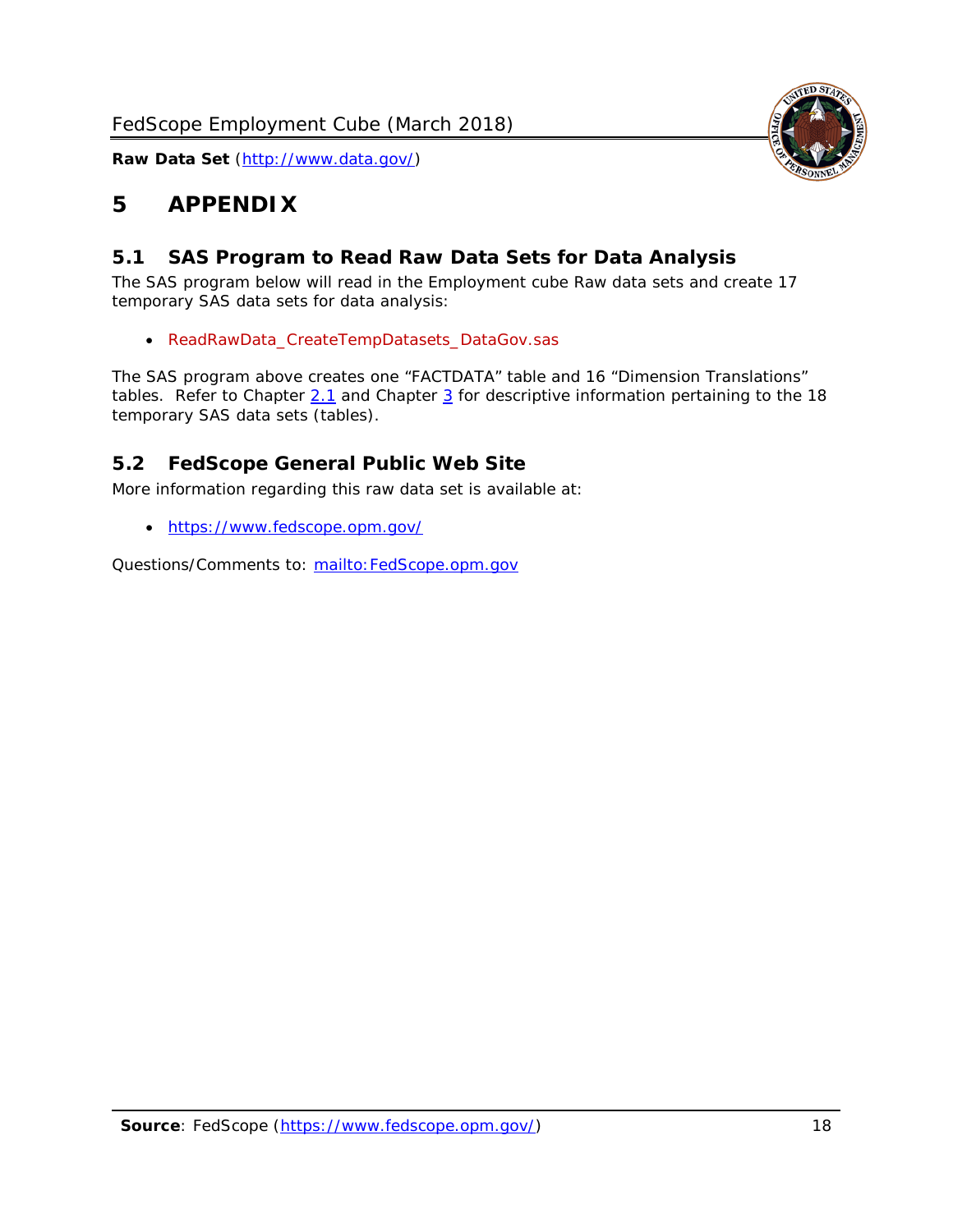# 5 APPENDIX

## 5.1 SAS Program to Read Raw Data Sets for Data Analysis

The SAS program below will read in the Employment cube Raw data sets and create 17 temporary SAS data sets for data analysis:

- ReadRawData_CreateTempDatasets_DataGov.sas

The SAS program above creates one "FACTDATA" table and 16 "Dimension Translations" tables. Refer to Chapter 2.1 and Chapter 3 for descriptive information pertaining to the 18 temporary SAS data sets (tables).

## 5.2 FedScope General Public Web Site

More information regarding this raw data set is available at:

- https://www.fedscope.opm.gov/

Questions/Comments to: mailto:FedScope.opm.gov